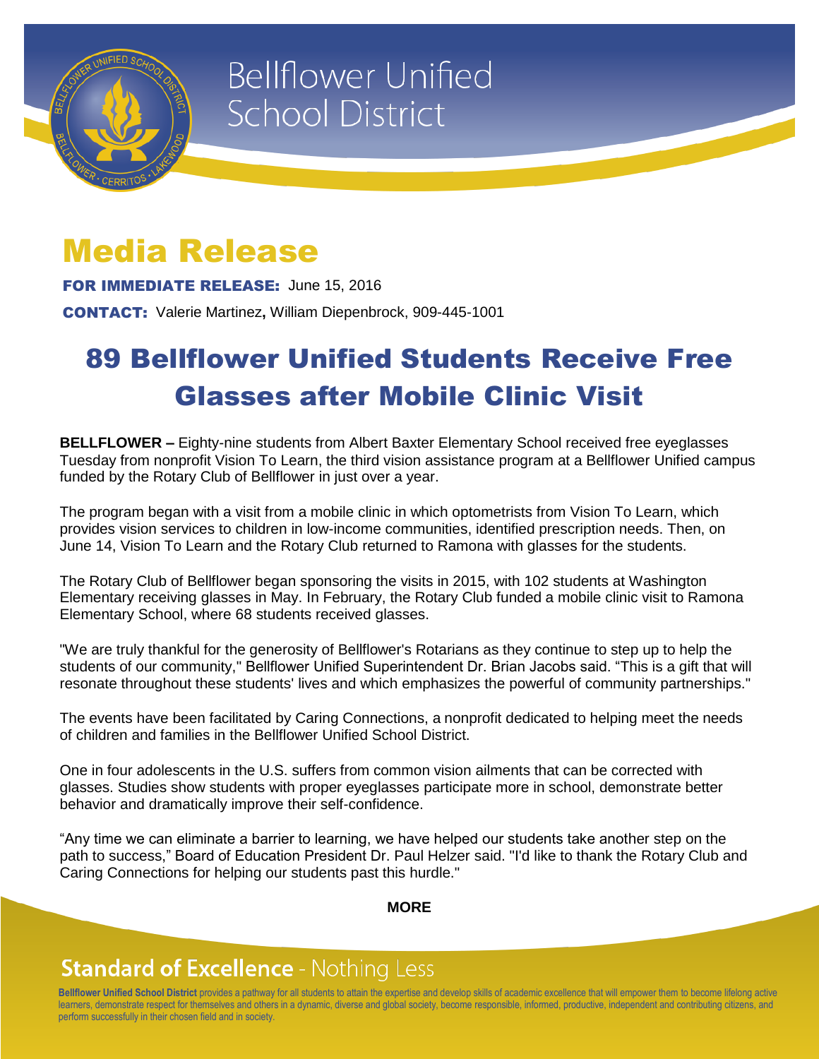Bellflower Unified School District

# Media Release

**FOR IMMEDIATE RELEASE:** June 15, 2016

**CONTACT:** Valerie Martinez**,** William Diepenbrock, 909-445-1001

## 89 Bellflower Unified Students Receive Free Glasses after Mobile Clinic Visit

**BELLFLOWER –** Eighty-nine students from Albert Baxter Elementary School received free eyeglasses Tuesday from nonprofit Vision To Learn, the third vision assistance program at a Bellflower Unified campus funded by the Rotary Club of Bellflower in just over a year.

The program began with a visit from a mobile clinic in which optometrists from Vision To Learn, which provides vision services to children in low-income communities, identified prescription needs. Then, on June 14, Vision To Learn and the Rotary Club returned to Ramona with glasses for the students.

The Rotary Club of Bellflower began sponsoring the visits in 2015, with 102 students at Washington Elementary receiving glasses in May. In February, the Rotary Club funded a mobile clinic visit to Ramona Elementary School, where 68 students received glasses.

"We are truly thankful for the generosity of Bellflower's Rotarians as they continue to step up to help the students of our community," Bellflower Unified Superintendent Dr. Brian Jacobs said. "This is a gift that will resonate throughout these students' lives and which emphasizes the powerful of community partnerships."

The events have been facilitated by Caring Connections, a nonprofit dedicated to helping meet the needs of children and families in the Bellflower Unified School District.

One in four adolescents in the U.S. suffers from common vision ailments that can be corrected with glasses. Studies show students with proper eyeglasses participate more in school, demonstrate better behavior and dramatically improve their self-confidence.

"Any time we can eliminate a barrier to learning, we have helped our students take another step on the path to success," Board of Education President Dr. Paul Helzer said. "I'd like to thank the Rotary Club and Caring Connections for helping our students past this hurdle."

**MORE**

**Standard of Excellence** - Nothing Less

**Bellflower Unified School District** provides a pathway for all students to attain the expertise and develop skills of academic excellence that will empower them to become lifelong active learners, demonstrate respect for themselves and others in a dynamic, diverse and global society, become responsible, informed, productive, independent and contributing citizens, and perform successfully in their chosen field and in society.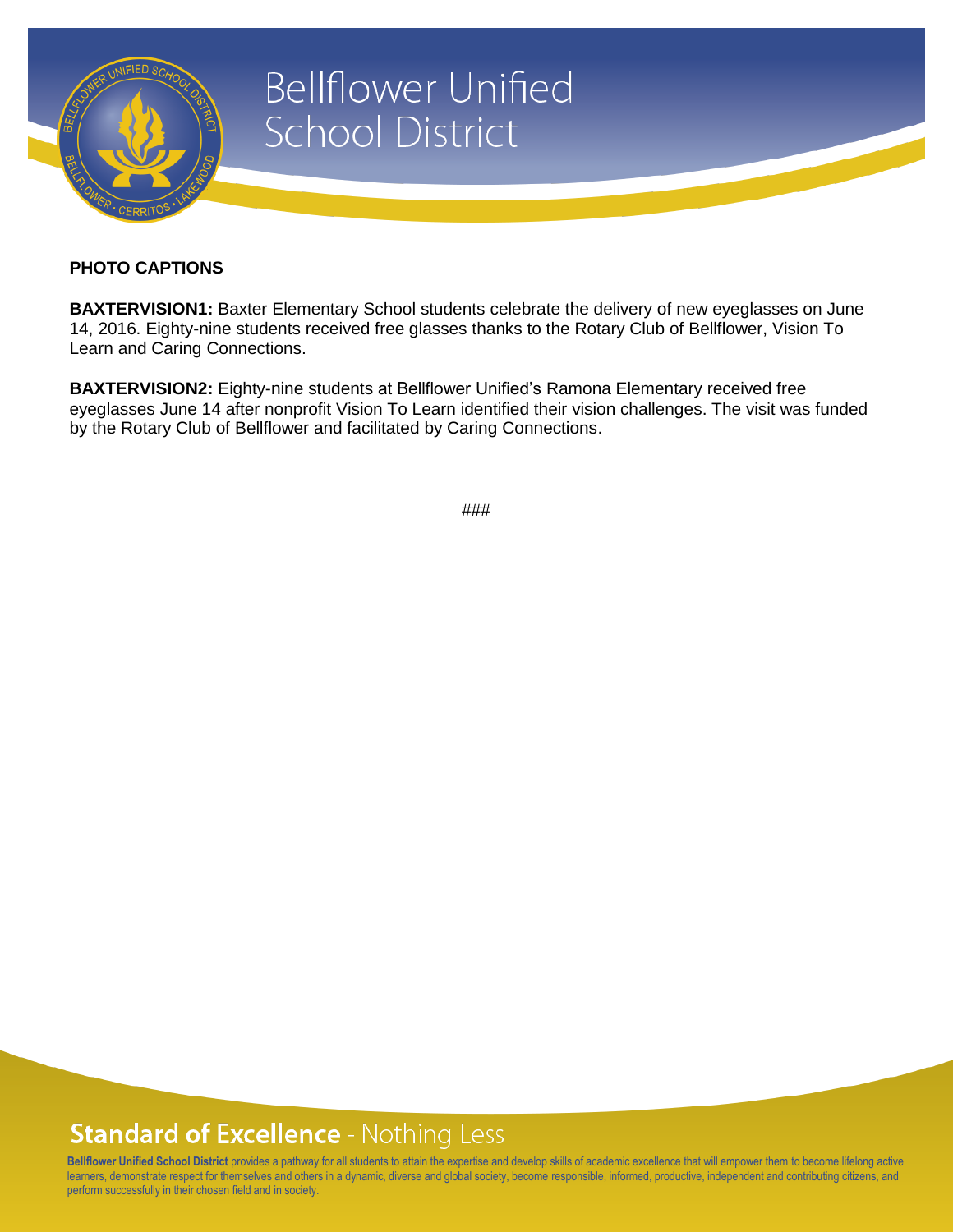**PHOTO CAPTIONS**

**BAXTERVISION1:** Baxter Elementary School students celebrate the delivery of new eyeglasses on June 14, 2016. Eighty-nine students received free glasses thanks to the Rotary Club of Bellflower, Vision To Learn and Caring Connections.

**BAXTERVISION2:** Eighty-nine students at Bellflower Unified's Ramona Elementary received free eyeglasses June 14 after nonprofit Vision To Learn identified their vision challenges. The visit was funded by the Rotary Club of Bellflower and facilitated by Caring Connections.

###